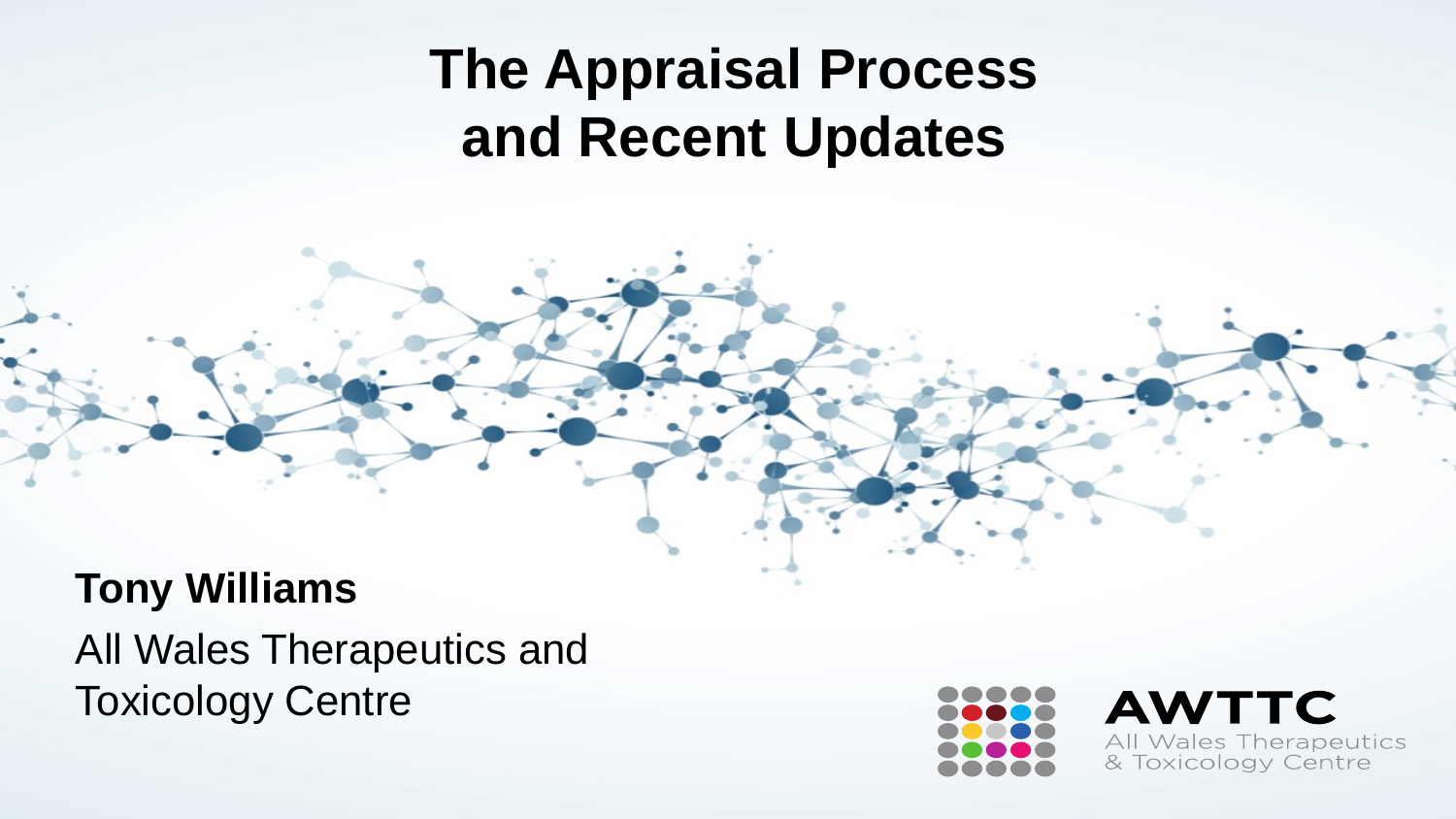# The Appraisal Process and Recent Updates

**Tony Williams**

All Wales Therapeutics and Toxicology Centre

**AWTTC**
All Wales Therapeutics & Toxicology Centre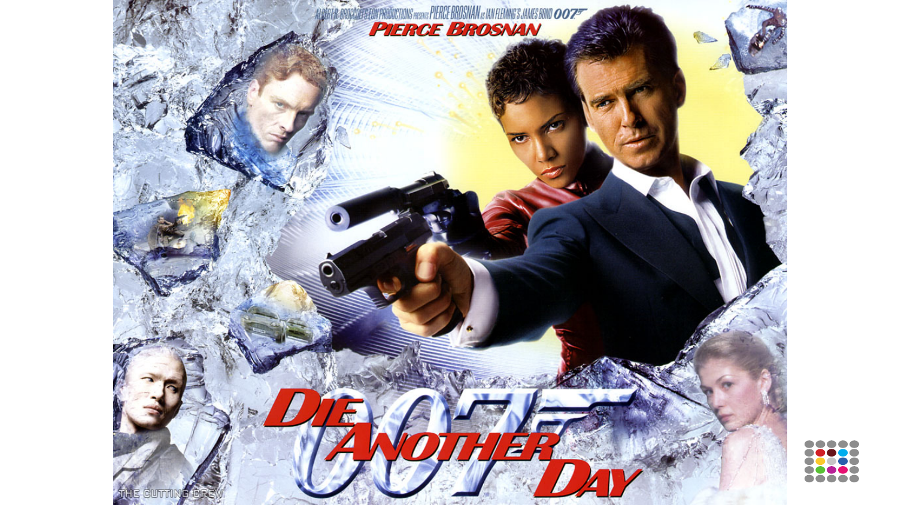ALBERT R. BROCCOLI'S EON PRODUCTIONS presents PIERCE BROSNAN as IAN FLEMING'S JAMES BOND 007

PIERCE BROSNAN

# 007 DIE ANOTHER DAY

THE CUTTING CREW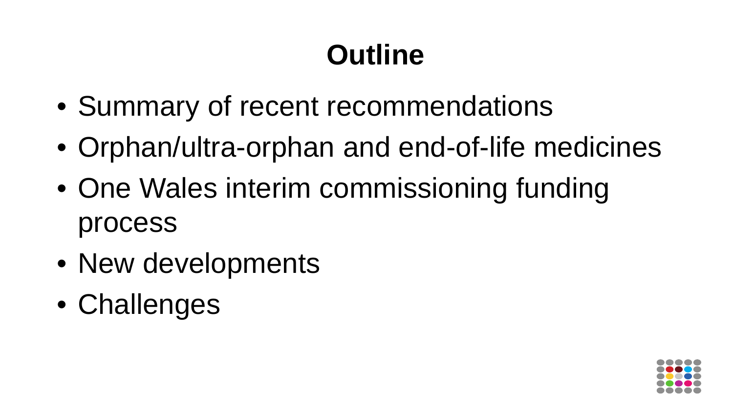# Outline

- Summary of recent recommendations
- Orphan/ultra-orphan and end-of-life medicines
- One Wales interim commissioning funding process
- New developments
- Challenges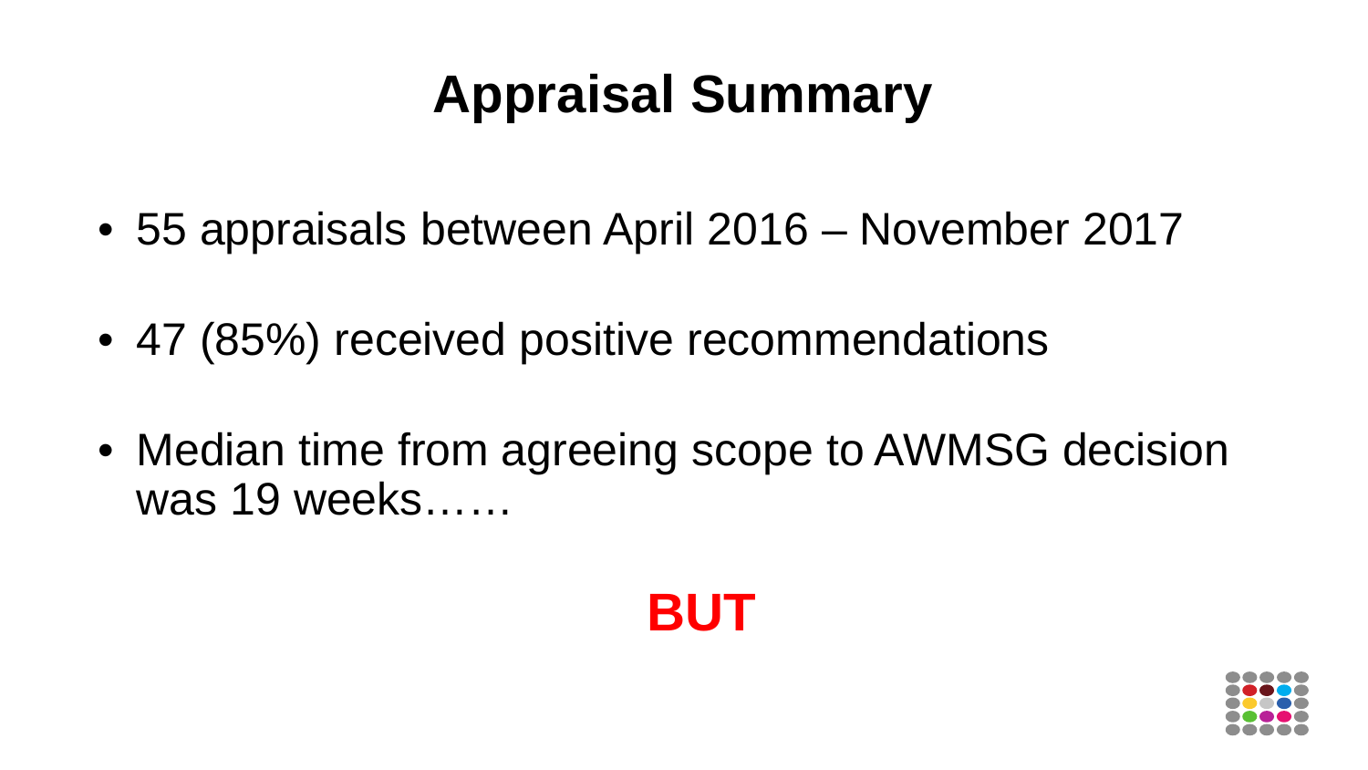# Appraisal Summary

- 55 appraisals between April 2016 – November 2017
- 47 (85%) received positive recommendations
- Median time from agreeing scope to AWMSG decision was 19 weeks……

**BUT**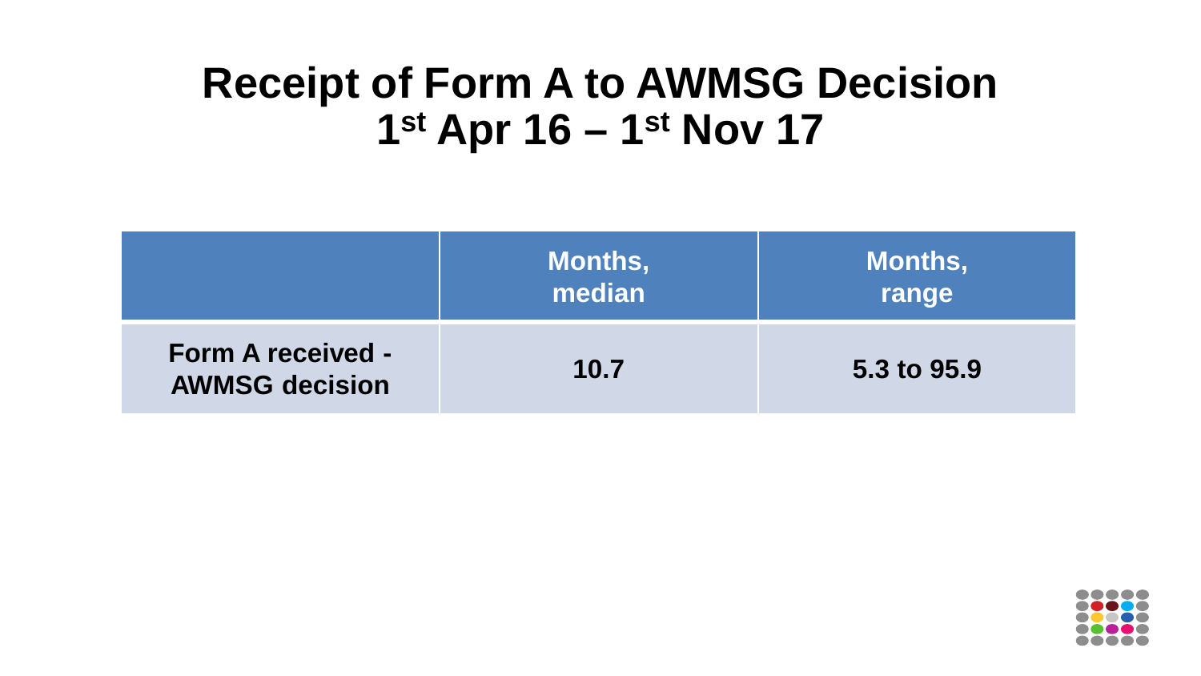# Receipt of Form A to AWMSG Decision 1st Apr 16 – 1st Nov 17

| | Months, median | Months, range |
|---|---|---|
| **Form A received - AWMSG decision** | **10.7** | **5.3 to 95.9** |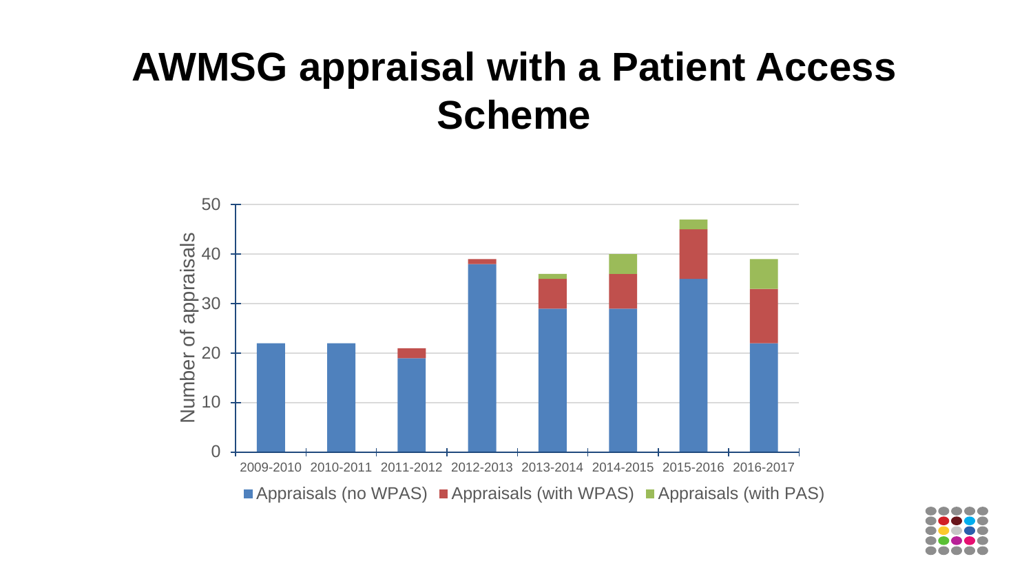# AWMSG appraisal with a Patient Access Scheme

| Year | Appraisals (no WPAS) | Appraisals (with WPAS) | Appraisals (with PAS) |
| --- | --- | --- | --- |
| 2009-2010 | 22 | 0 | 0 |
| 2010-2011 | 22 | 0 | 0 |
| 2011-2012 | 19 | 2 | 0 |
| 2012-2013 | 38 | 1 | 0 |
| 2013-2014 | 29 | 6 | 1 |
| 2014-2015 | 29 | 7 | 4 |
| 2015-2016 | 35 | 10 | 2 |
| 2016-2017 | 22 | 11 | 6 |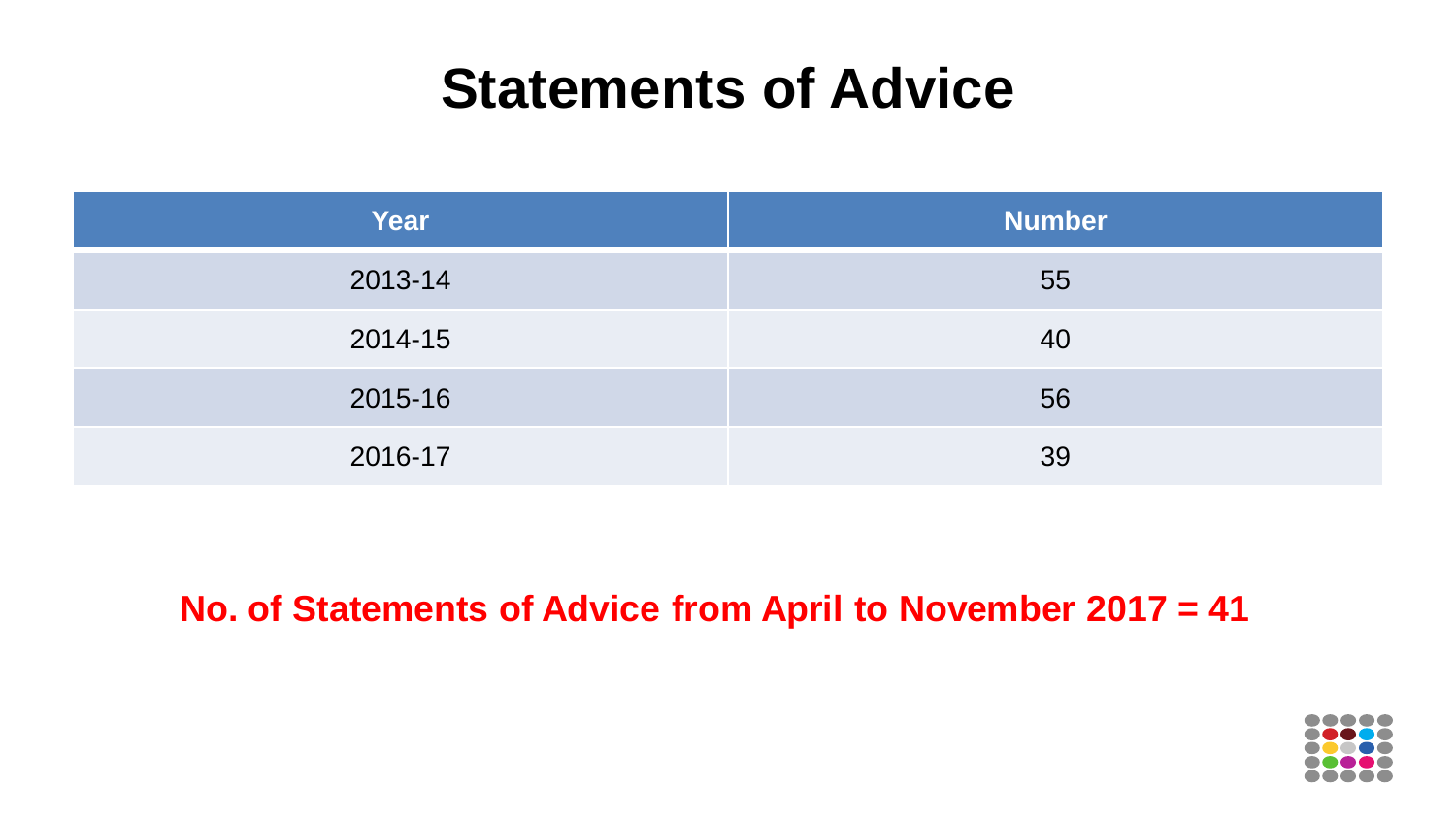# Statements of Advice

| Year | Number |
| --- | --- |
| 2013-14 | 55 |
| 2014-15 | 40 |
| 2015-16 | 56 |
| 2016-17 | 39 |

**No. of Statements of Advice from April to November 2017 = 41**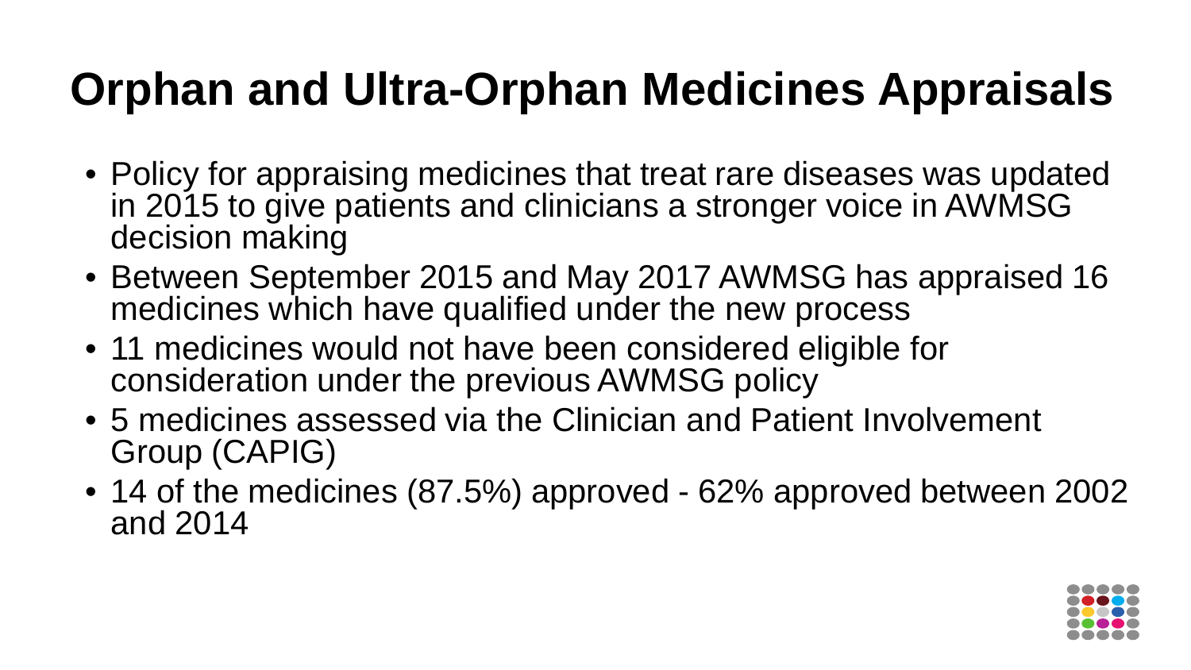# Orphan and Ultra-Orphan Medicines Appraisals

- Policy for appraising medicines that treat rare diseases was updated in 2015 to give patients and clinicians a stronger voice in AWMSG decision making
- Between September 2015 and May 2017 AWMSG has appraised 16 medicines which have qualified under the new process
- 11 medicines would not have been considered eligible for consideration under the previous AWMSG policy
- 5 medicines assessed via the Clinician and Patient Involvement Group (CAPIG)
- 14 of the medicines (87.5%) approved - 62% approved between 2002 and 2014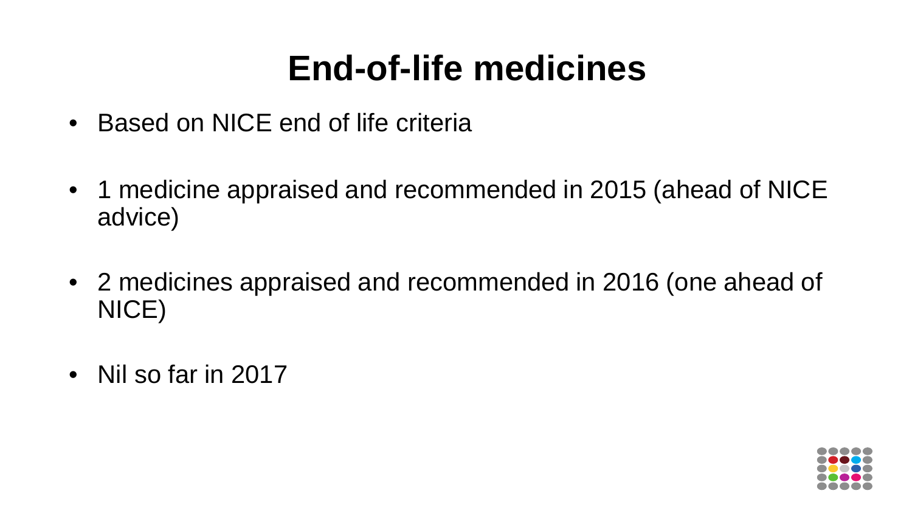# End-of-life medicines

- Based on NICE end of life criteria
- 1 medicine appraised and recommended in 2015 (ahead of NICE advice)
- 2 medicines appraised and recommended in 2016 (one ahead of NICE)
- Nil so far in 2017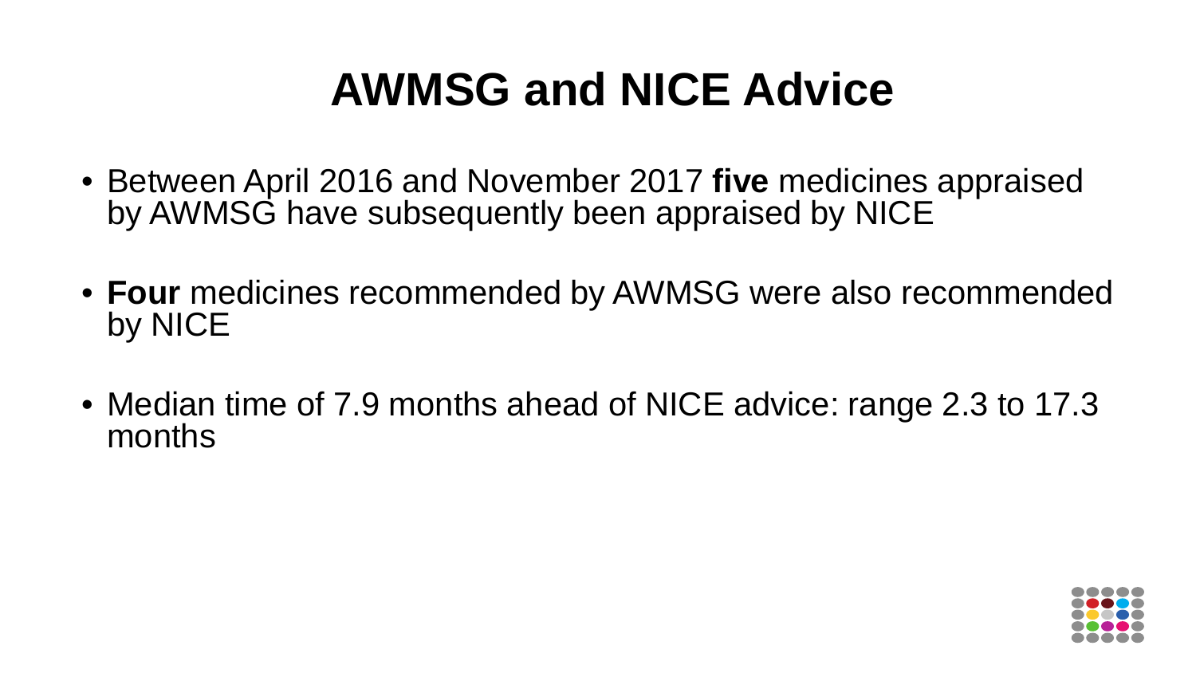# AWMSG and NICE Advice

- Between April 2016 and November 2017 **five** medicines appraised by AWMSG have subsequently been appraised by NICE
- **Four** medicines recommended by AWMSG were also recommended by NICE
- Median time of 7.9 months ahead of NICE advice: range 2.3 to 17.3 months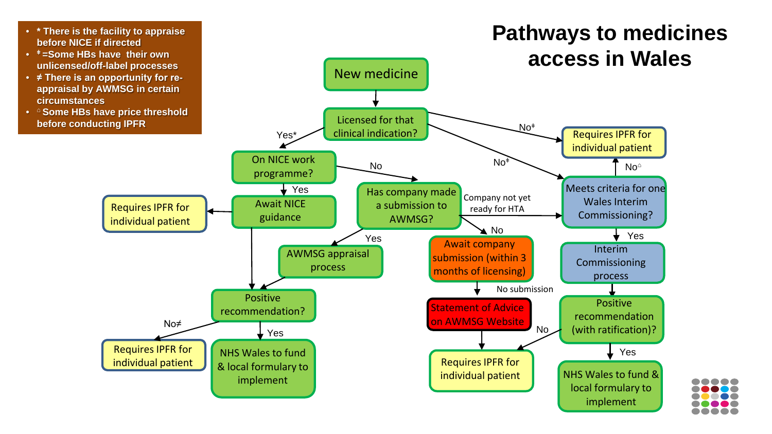# Pathways to medicines access in Wales

- * There is the facility to appraise before NICE if directed
- ǂ =Some HBs have their own unlicensed/off-label processes
- ≠ There is an opportunity for re-appraisal by AWMSG in certain circumstances
- ⌂ Some HBs have price threshold before conducting IPFR

New medicine

Licensed for that clinical indication?

- Yes* → On NICE work programme?
  - Yes → Await NICE guidance
    - → Requires IPFR for individual patient
    - → Positive recommendation?
  - No → Has company made a submission to AWMSG?
    - Yes → AWMSG appraisal process → Positive recommendation?
    - No → Await company submission (within 3 months of licensing)
      - No submission → Statement of Advice on AWMSG Website → Requires IPFR for individual patient
    - Company not yet ready for HTA → Meets criteria for one Wales Interim Commissioning?
- Positive recommendation?
  - No≠ → Requires IPFR for individual patient
  - Yes → NHS Wales to fund & local formulary to implement
- Noǂ → Requires IPFR for individual patient
- Noǂ → Meets criteria for one Wales Interim Commissioning?
  - No⌂ → Requires IPFR for individual patient
  - Yes → Interim Commissioning process → Positive recommendation (with ratification)?
    - No → Requires IPFR for individual patient
    - Yes → NHS Wales to fund & local formulary to implement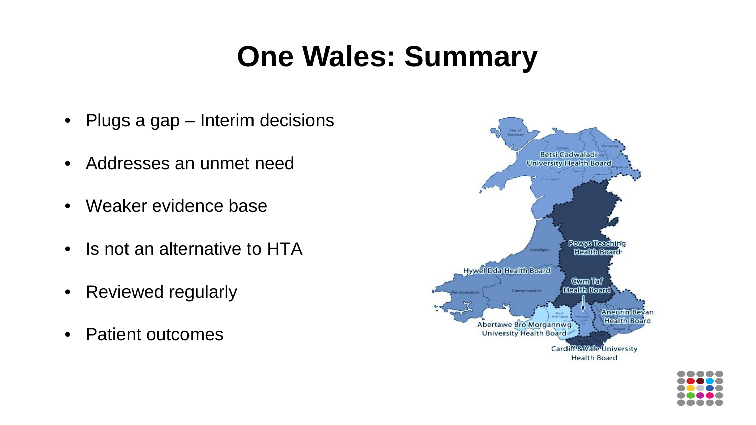# One Wales: Summary

- Plugs a gap – Interim decisions
- Addresses an unmet need
- Weaker evidence base
- Is not an alternative to HTA
- Reviewed regularly
- Patient outcomes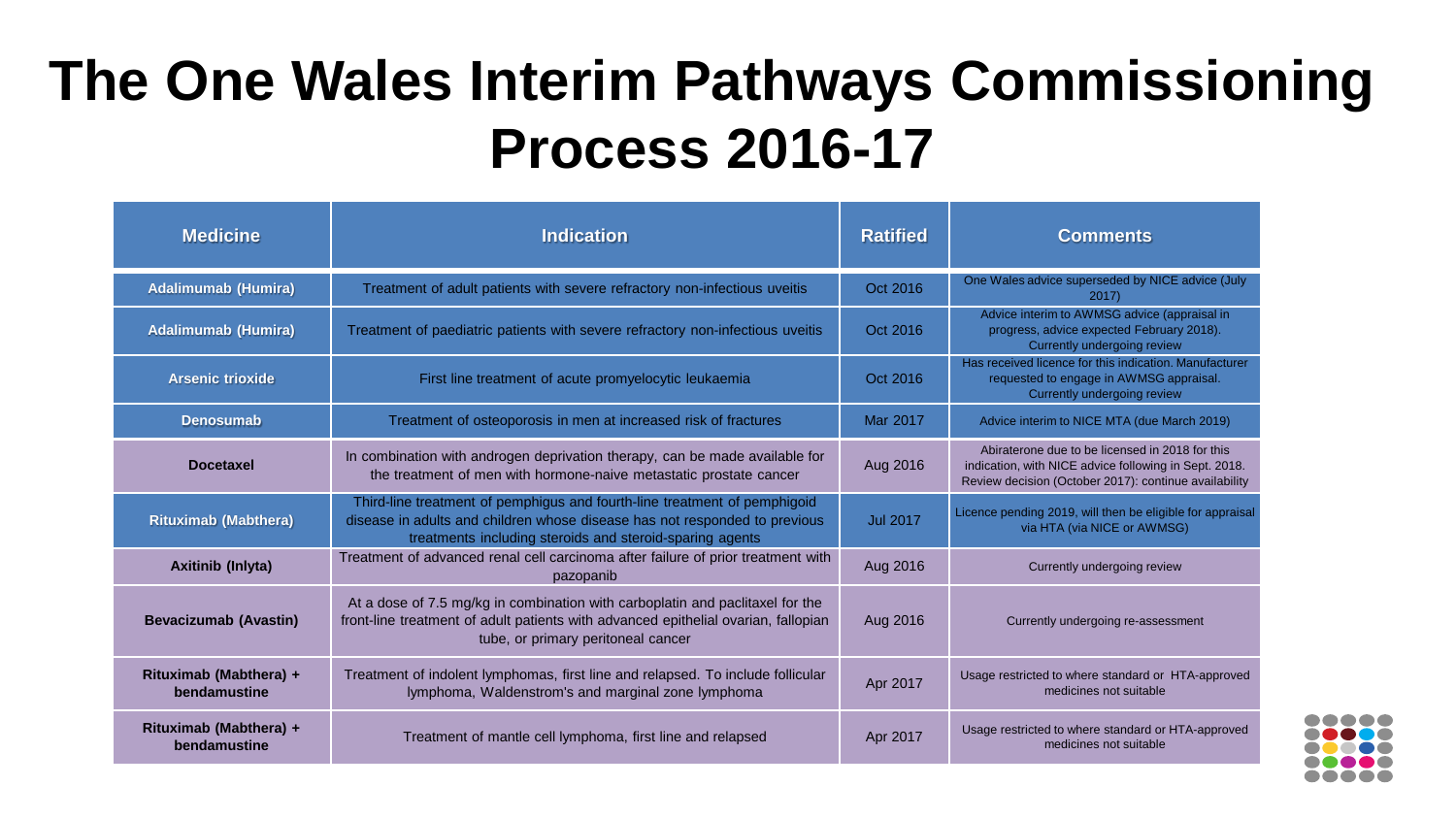# The One Wales Interim Pathways Commissioning Process 2016-17

| Medicine | Indication | Ratified | Comments |
|---|---|---|---|
| Adalimumab (Humira) | Treatment of adult patients with severe refractory non-infectious uveitis | Oct 2016 | One Wales advice superseded by NICE advice (July 2017) |
| Adalimumab (Humira) | Treatment of paediatric patients with severe refractory non-infectious uveitis | Oct 2016 | Advice interim to AWMSG advice (appraisal in progress, advice expected February 2018). Currently undergoing review |
| Arsenic trioxide | First line treatment of acute promyelocytic leukaemia | Oct 2016 | Has received licence for this indication. Manufacturer requested to engage in AWMSG appraisal. Currently undergoing review |
| Denosumab | Treatment of osteoporosis in men at increased risk of fractures | Mar 2017 | Advice interim to NICE MTA (due March 2019) |
| Docetaxel | In combination with androgen deprivation therapy, can be made available for the treatment of men with hormone-naive metastatic prostate cancer | Aug 2016 | Abiraterone due to be licensed in 2018 for this indication, with NICE advice following in Sept. 2018. Review decision (October 2017): continue availability |
| Rituximab (Mabthera) | Third-line treatment of pemphigus and fourth-line treatment of pemphigoid disease in adults and children whose disease has not responded to previous treatments including steroids and steroid-sparing agents | Jul 2017 | Licence pending 2019, will then be eligible for appraisal via HTA (via NICE or AWMSG) |
| Axitinib (Inlyta) | Treatment of advanced renal cell carcinoma after failure of prior treatment with pazopanib | Aug 2016 | Currently undergoing review |
| Bevacizumab (Avastin) | At a dose of 7.5 mg/kg in combination with carboplatin and paclitaxel for the front-line treatment of adult patients with advanced epithelial ovarian, fallopian tube, or primary peritoneal cancer | Aug 2016 | Currently undergoing re-assessment |
| Rituximab (Mabthera) + bendamustine | Treatment of indolent lymphomas, first line and relapsed. To include follicular lymphoma, Waldenstrom's and marginal zone lymphoma | Apr 2017 | Usage restricted to where standard or HTA-approved medicines not suitable |
| Rituximab (Mabthera) + bendamustine | Treatment of mantle cell lymphoma, first line and relapsed | Apr 2017 | Usage restricted to where standard or HTA-approved medicines not suitable |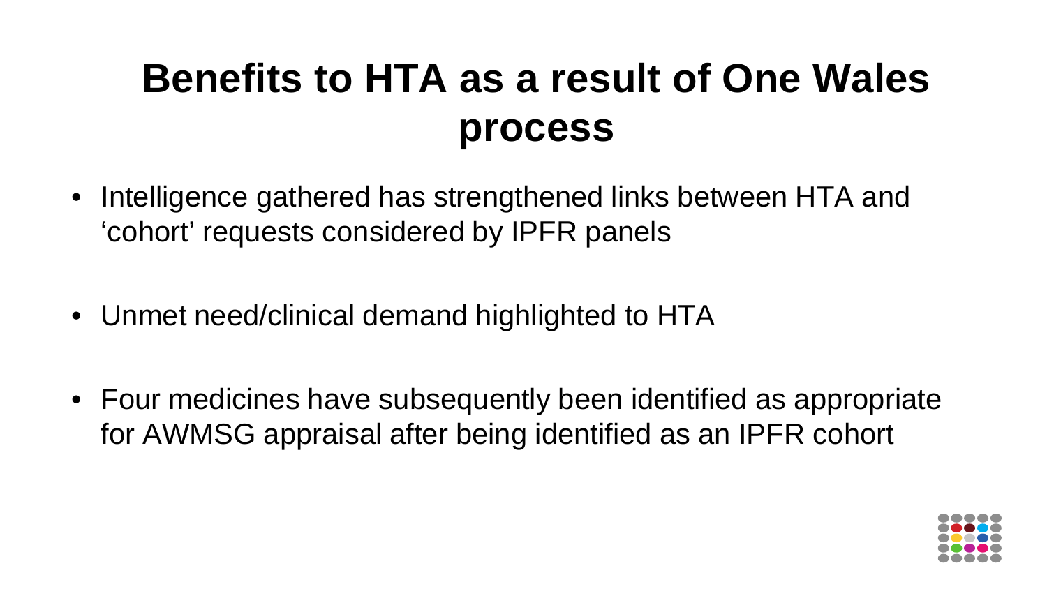# Benefits to HTA as a result of One Wales process

- Intelligence gathered has strengthened links between HTA and 'cohort' requests considered by IPFR panels
- Unmet need/clinical demand highlighted to HTA
- Four medicines have subsequently been identified as appropriate for AWMSG appraisal after being identified as an IPFR cohort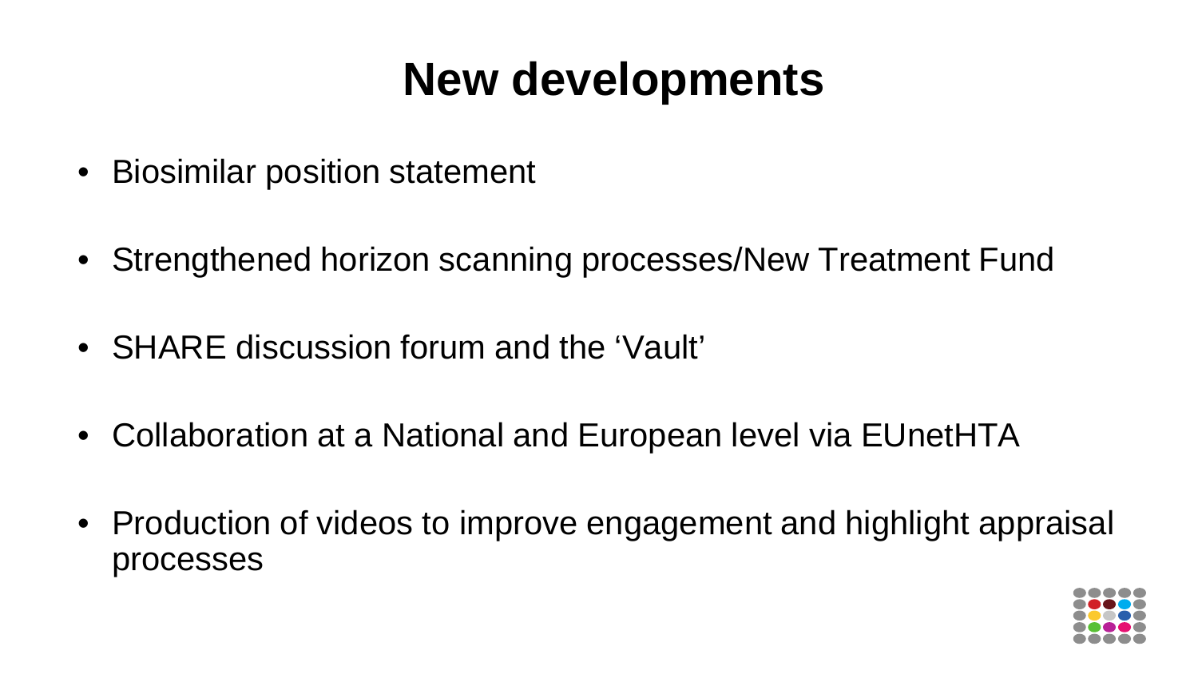# New developments

- Biosimilar position statement
- Strengthened horizon scanning processes/New Treatment Fund
- SHARE discussion forum and the 'Vault'
- Collaboration at a National and European level via EUnetHTA
- Production of videos to improve engagement and highlight appraisal processes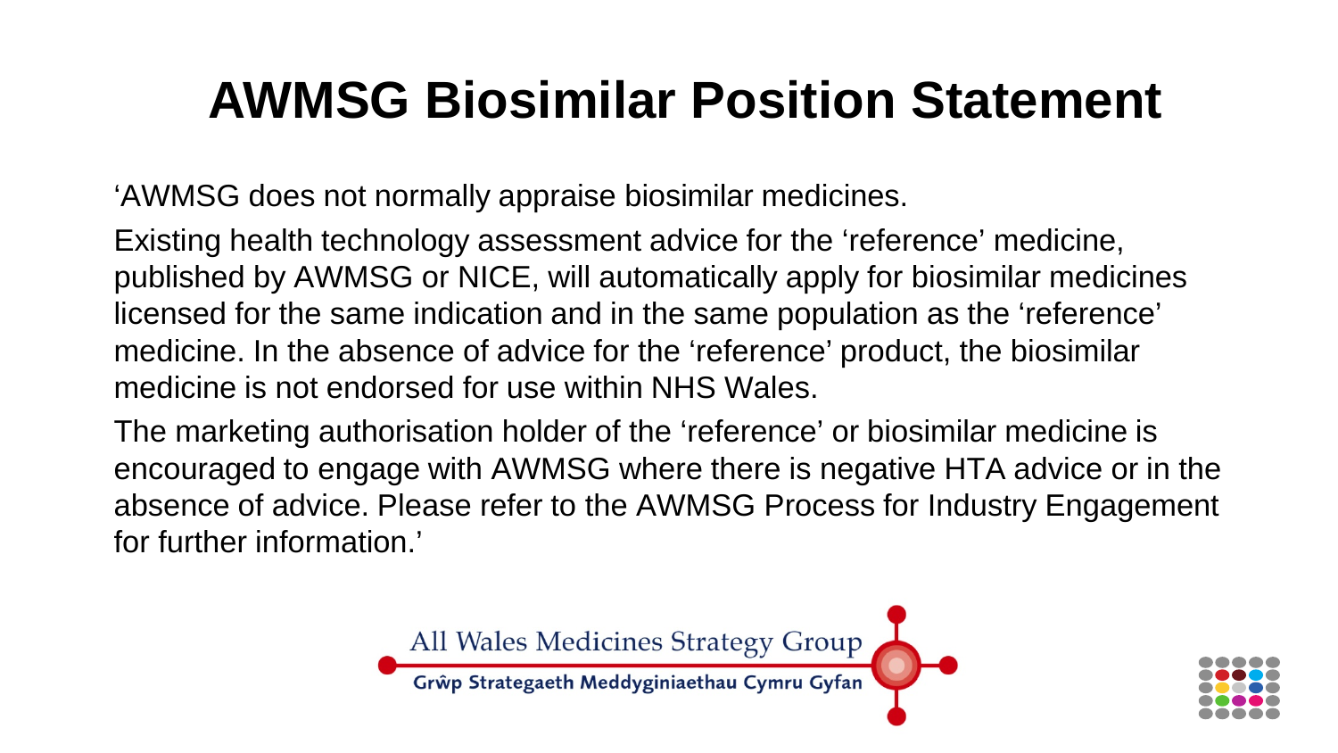# AWMSG Biosimilar Position Statement

‘AWMSG does not normally appraise biosimilar medicines.

Existing health technology assessment advice for the ‘reference’ medicine, published by AWMSG or NICE, will automatically apply for biosimilar medicines licensed for the same indication and in the same population as the ‘reference’ medicine. In the absence of advice for the ‘reference’ product, the biosimilar medicine is not endorsed for use within NHS Wales.

The marketing authorisation holder of the ‘reference’ or biosimilar medicine is encouraged to engage with AWMSG where there is negative HTA advice or in the absence of advice. Please refer to the AWMSG Process for Industry Engagement for further information.’

All Wales Medicines Strategy Group

Grŵp Strategaeth Meddyginiaethau Cymru Gyfan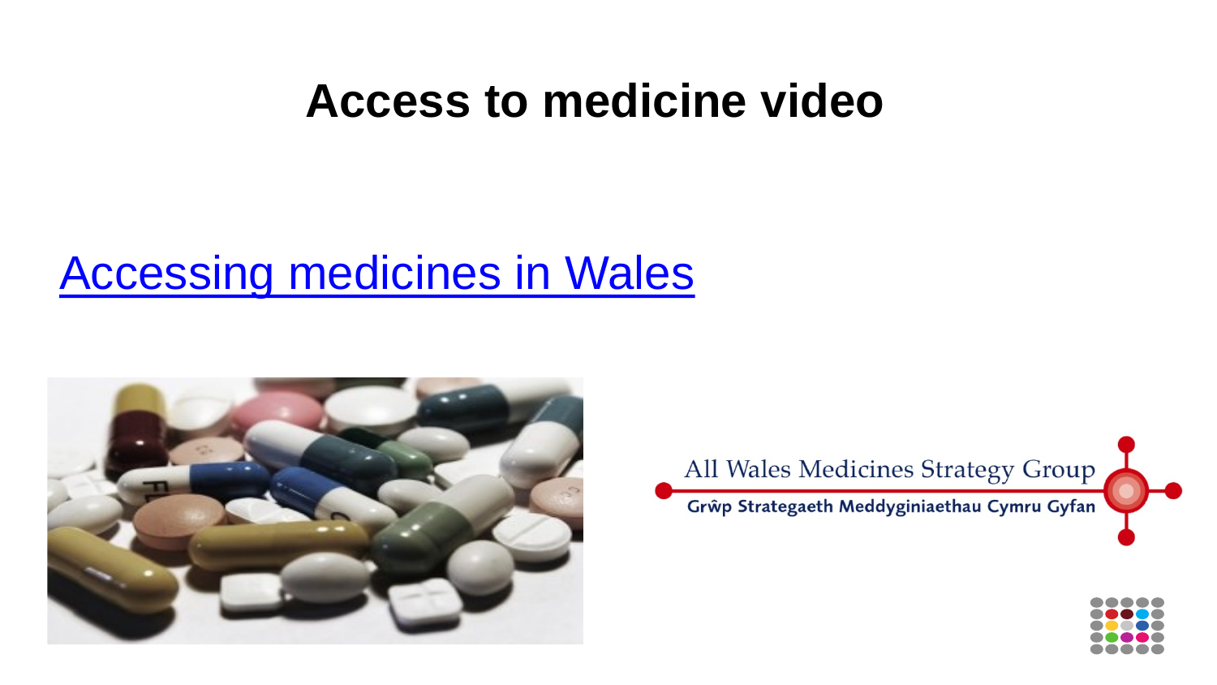# Access to medicine video

Accessing medicines in Wales

All Wales Medicines Strategy Group

Grŵp Strategaeth Meddyginiaethau Cymru Gyfan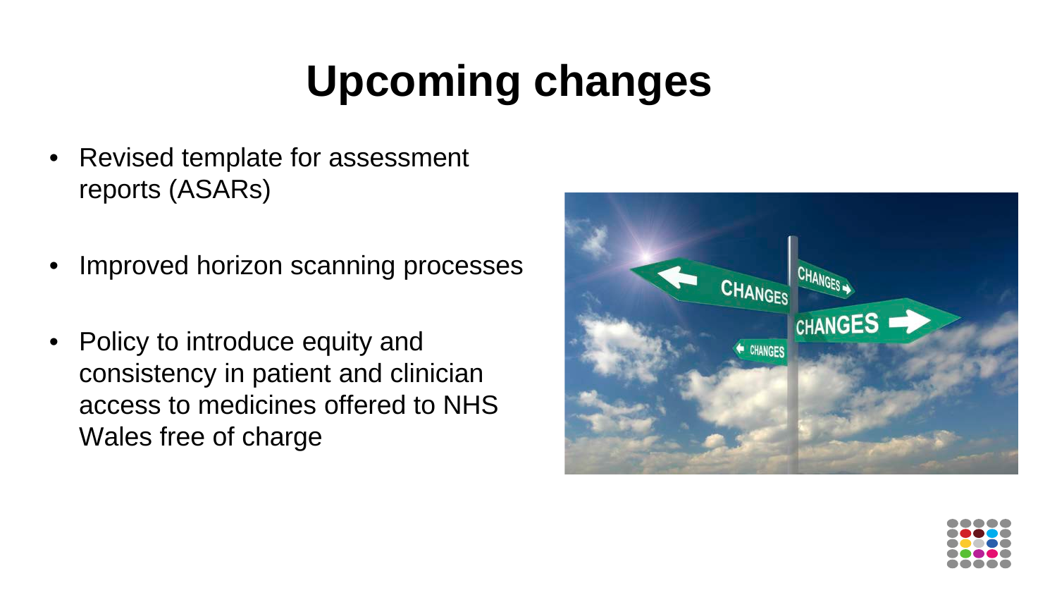# Upcoming changes

- Revised template for assessment reports (ASARs)
- Improved horizon scanning processes
- Policy to introduce equity and consistency in patient and clinician access to medicines offered to NHS Wales free of charge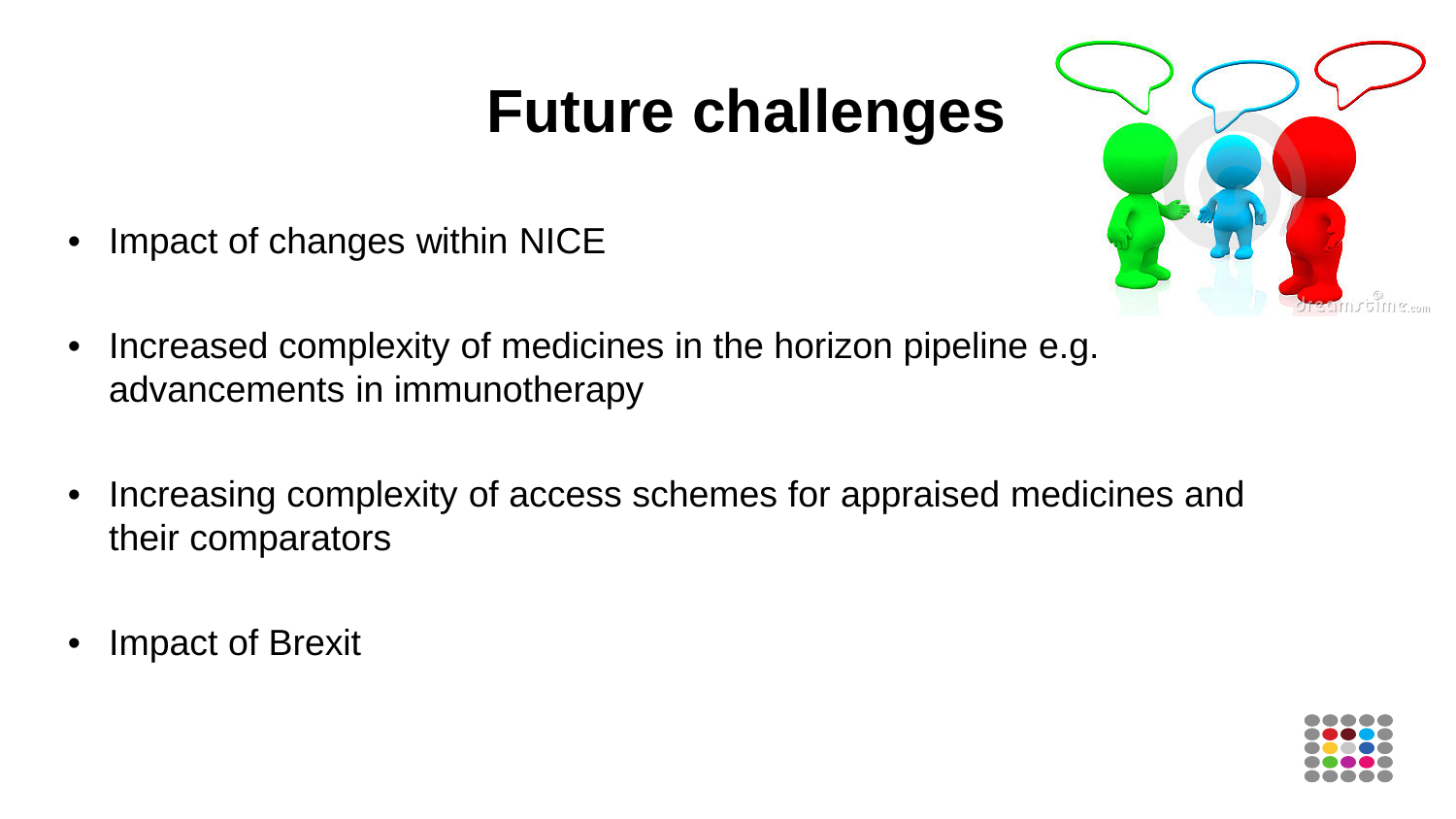# Future challenges

- Impact of changes within NICE
- Increased complexity of medicines in the horizon pipeline e.g. advancements in immunotherapy
- Increasing complexity of access schemes for appraised medicines and their comparators
- Impact of Brexit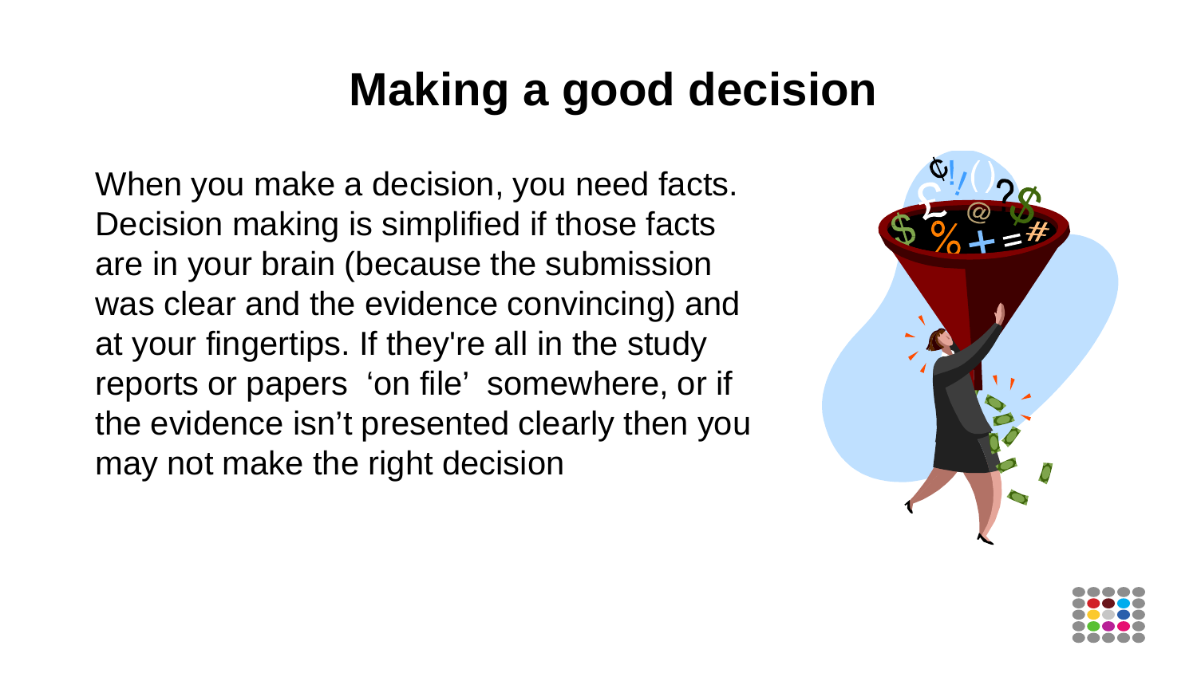# Making a good decision

When you make a decision, you need facts. Decision making is simplified if those facts are in your brain (because the submission was clear and the evidence convincing) and at your fingertips. If they're all in the study reports or papers ‘on file’ somewhere, or if the evidence isn’t presented clearly then you may not make the right decision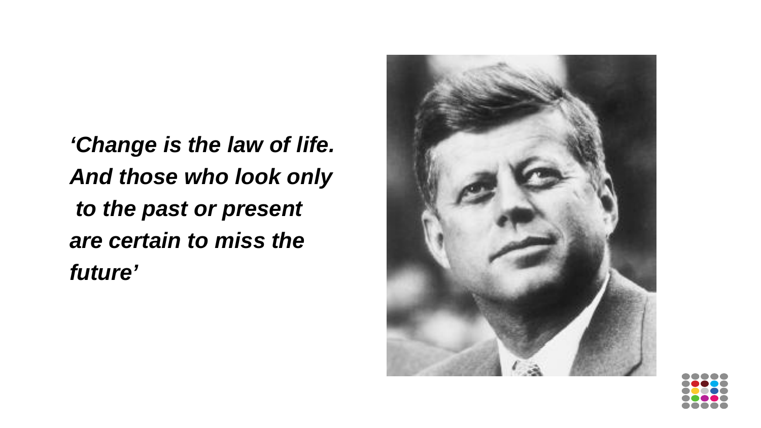***'Change is the law of life. And those who look only to the past or present are certain to miss the future'***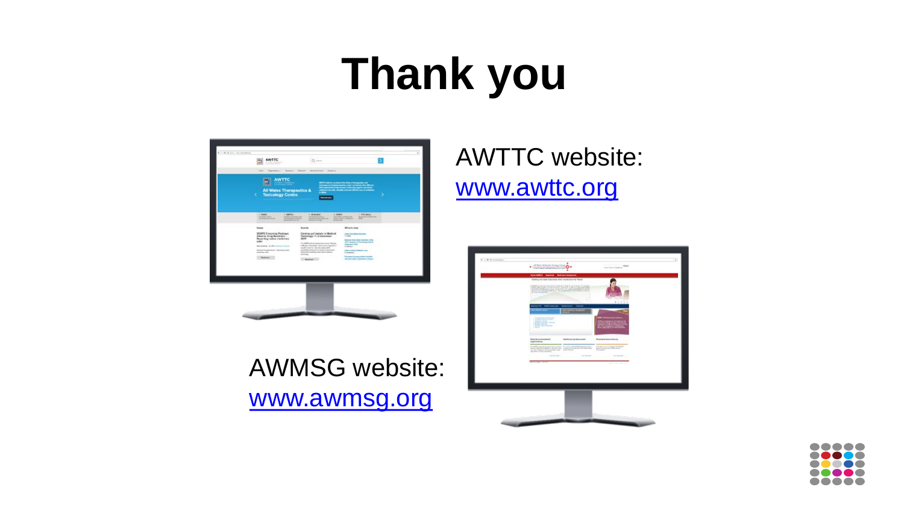# Thank you

AWTTC website:
www.awttc.org

AWMSG website:
www.awmsg.org